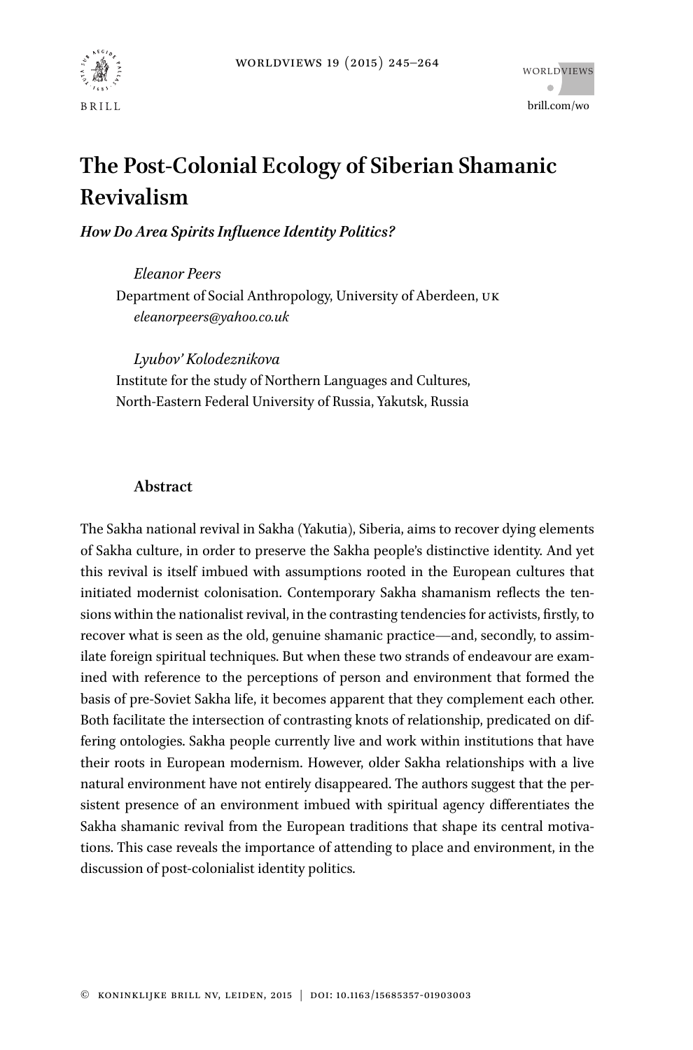# The Post-Colonial Ecology of Siberian Shamanic Revivalism

***How Do Area Spirits Influence Identity Politics?***

*Eleanor Peers*
Department of Social Anthropology, University of Aberdeen, UK
*eleanorpeers@yahoo.co.uk*

*Lyubov' Kolodeznikova*
Institute for the study of Northern Languages and Cultures, North-Eastern Federal University of Russia, Yakutsk, Russia

## Abstract

The Sakha national revival in Sakha (Yakutia), Siberia, aims to recover dying elements of Sakha culture, in order to preserve the Sakha people's distinctive identity. And yet this revival is itself imbued with assumptions rooted in the European cultures that initiated modernist colonisation. Contemporary Sakha shamanism reflects the tensions within the nationalist revival, in the contrasting tendencies for activists, firstly, to recover what is seen as the old, genuine shamanic practice—and, secondly, to assimilate foreign spiritual techniques. But when these two strands of endeavour are examined with reference to the perceptions of person and environment that formed the basis of pre-Soviet Sakha life, it becomes apparent that they complement each other. Both facilitate the intersection of contrasting knots of relationship, predicated on differing ontologies. Sakha people currently live and work within institutions that have their roots in European modernism. However, older Sakha relationships with a live natural environment have not entirely disappeared. The authors suggest that the persistent presence of an environment imbued with spiritual agency differentiates the Sakha shamanic revival from the European traditions that shape its central motivations. This case reveals the importance of attending to place and environment, in the discussion of post-colonialist identity politics.

© Koninklijke Brill NV, Leiden, 2015 | DOI: 10.1163/15685357-01903003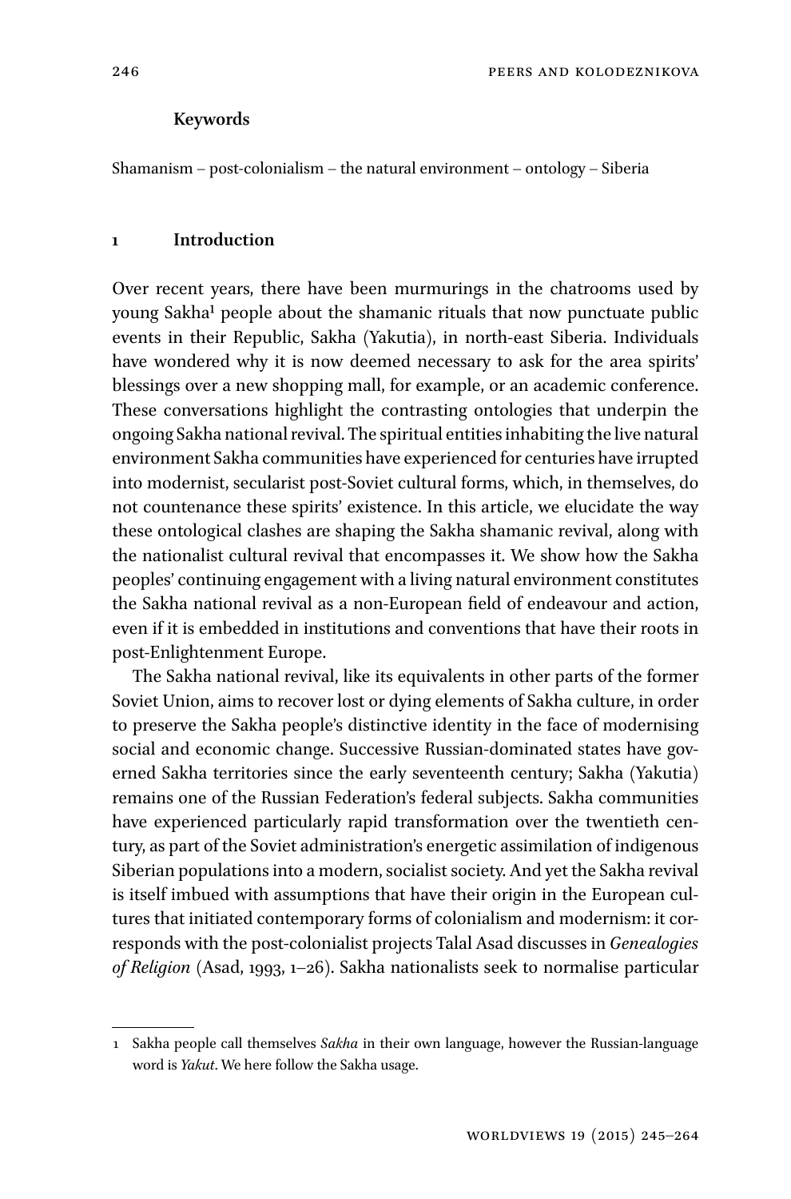**Keywords**

Shamanism – post-colonialism – the natural environment – ontology – Siberia

## 1 Introduction

Over recent years, there have been murmurings in the chatrooms used by young Sakha[1] people about the shamanic rituals that now punctuate public events in their Republic, Sakha (Yakutia), in north-east Siberia. Individuals have wondered why it is now deemed necessary to ask for the area spirits' blessings over a new shopping mall, for example, or an academic conference. These conversations highlight the contrasting ontologies that underpin the ongoing Sakha national revival. The spiritual entities inhabiting the live natural environment Sakha communities have experienced for centuries have irrupted into modernist, secularist post-Soviet cultural forms, which, in themselves, do not countenance these spirits' existence. In this article, we elucidate the way these ontological clashes are shaping the Sakha shamanic revival, along with the nationalist cultural revival that encompasses it. We show how the Sakha peoples' continuing engagement with a living natural environment constitutes the Sakha national revival as a non-European field of endeavour and action, even if it is embedded in institutions and conventions that have their roots in post-Enlightenment Europe.

The Sakha national revival, like its equivalents in other parts of the former Soviet Union, aims to recover lost or dying elements of Sakha culture, in order to preserve the Sakha people's distinctive identity in the face of modernising social and economic change. Successive Russian-dominated states have governed Sakha territories since the early seventeenth century; Sakha (Yakutia) remains one of the Russian Federation's federal subjects. Sakha communities have experienced particularly rapid transformation over the twentieth century, as part of the Soviet administration's energetic assimilation of indigenous Siberian populations into a modern, socialist society. And yet the Sakha revival is itself imbued with assumptions that have their origin in the European cultures that initiated contemporary forms of colonialism and modernism: it corresponds with the post-colonialist projects Talal Asad discusses in *Genealogies of Religion* (Asad, 1993, 1–26). Sakha nationalists seek to normalise particular

---

1 Sakha people call themselves *Sakha* in their own language, however the Russian-language word is *Yakut*. We here follow the Sakha usage.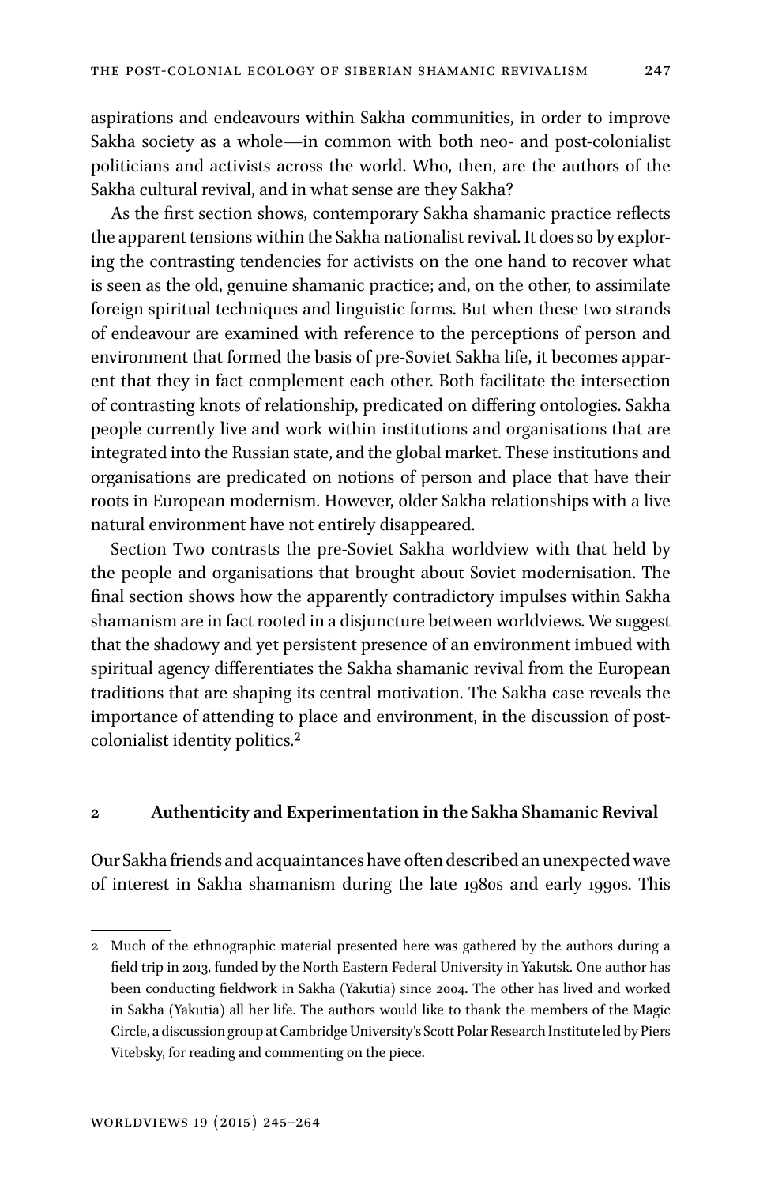aspirations and endeavours within Sakha communities, in order to improve Sakha society as a whole—in common with both neo- and post-colonialist politicians and activists across the world. Who, then, are the authors of the Sakha cultural revival, and in what sense are they Sakha?

As the first section shows, contemporary Sakha shamanic practice reflects the apparent tensions within the Sakha nationalist revival. It does so by exploring the contrasting tendencies for activists on the one hand to recover what is seen as the old, genuine shamanic practice; and, on the other, to assimilate foreign spiritual techniques and linguistic forms. But when these two strands of endeavour are examined with reference to the perceptions of person and environment that formed the basis of pre-Soviet Sakha life, it becomes apparent that they in fact complement each other. Both facilitate the intersection of contrasting knots of relationship, predicated on differing ontologies. Sakha people currently live and work within institutions and organisations that are integrated into the Russian state, and the global market. These institutions and organisations are predicated on notions of person and place that have their roots in European modernism. However, older Sakha relationships with a live natural environment have not entirely disappeared.

Section Two contrasts the pre-Soviet Sakha worldview with that held by the people and organisations that brought about Soviet modernisation. The final section shows how the apparently contradictory impulses within Sakha shamanism are in fact rooted in a disjuncture between worldviews. We suggest that the shadowy and yet persistent presence of an environment imbued with spiritual agency differentiates the Sakha shamanic revival from the European traditions that are shaping its central motivation. The Sakha case reveals the importance of attending to place and environment, in the discussion of post-colonialist identity politics.[2]

## 2 Authenticity and Experimentation in the Sakha Shamanic Revival

Our Sakha friends and acquaintances have often described an unexpected wave of interest in Sakha shamanism during the late 1980s and early 1990s. This

2 Much of the ethnographic material presented here was gathered by the authors during a field trip in 2013, funded by the North Eastern Federal University in Yakutsk. One author has been conducting fieldwork in Sakha (Yakutia) since 2004. The other has lived and worked in Sakha (Yakutia) all her life. The authors would like to thank the members of the Magic Circle, a discussion group at Cambridge University's Scott Polar Research Institute led by Piers Vitebsky, for reading and commenting on the piece.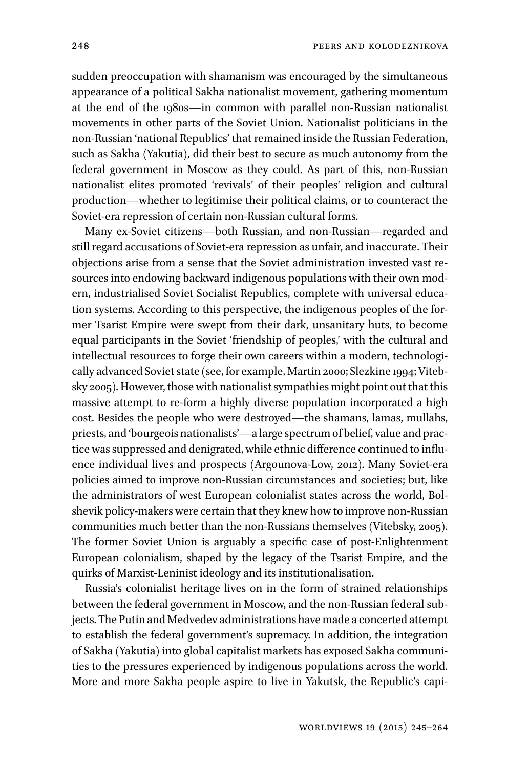sudden preoccupation with shamanism was encouraged by the simultaneous appearance of a political Sakha nationalist movement, gathering momentum at the end of the 1980s—in common with parallel non-Russian nationalist movements in other parts of the Soviet Union. Nationalist politicians in the non-Russian 'national Republics' that remained inside the Russian Federation, such as Sakha (Yakutia), did their best to secure as much autonomy from the federal government in Moscow as they could. As part of this, non-Russian nationalist elites promoted 'revivals' of their peoples' religion and cultural production—whether to legitimise their political claims, or to counteract the Soviet-era repression of certain non-Russian cultural forms.

Many ex-Soviet citizens—both Russian, and non-Russian—regarded and still regard accusations of Soviet-era repression as unfair, and inaccurate. Their objections arise from a sense that the Soviet administration invested vast resources into endowing backward indigenous populations with their own modern, industrialised Soviet Socialist Republics, complete with universal education systems. According to this perspective, the indigenous peoples of the former Tsarist Empire were swept from their dark, unsanitary huts, to become equal participants in the Soviet 'friendship of peoples,' with the cultural and intellectual resources to forge their own careers within a modern, technologically advanced Soviet state (see, for example, Martin 2000; Slezkine 1994; Vitebsky 2005). However, those with nationalist sympathies might point out that this massive attempt to re-form a highly diverse population incorporated a high cost. Besides the people who were destroyed—the shamans, lamas, mullahs, priests, and 'bourgeois nationalists'—a large spectrum of belief, value and practice was suppressed and denigrated, while ethnic difference continued to influence individual lives and prospects (Argounova-Low, 2012). Many Soviet-era policies aimed to improve non-Russian circumstances and societies; but, like the administrators of west European colonialist states across the world, Bolshevik policy-makers were certain that they knew how to improve non-Russian communities much better than the non-Russians themselves (Vitebsky, 2005). The former Soviet Union is arguably a specific case of post-Enlightenment European colonialism, shaped by the legacy of the Tsarist Empire, and the quirks of Marxist-Leninist ideology and its institutionalisation.

Russia's colonialist heritage lives on in the form of strained relationships between the federal government in Moscow, and the non-Russian federal subjects. The Putin and Medvedev administrations have made a concerted attempt to establish the federal government's supremacy. In addition, the integration of Sakha (Yakutia) into global capitalist markets has exposed Sakha communities to the pressures experienced by indigenous populations across the world. More and more Sakha people aspire to live in Yakutsk, the Republic's capi-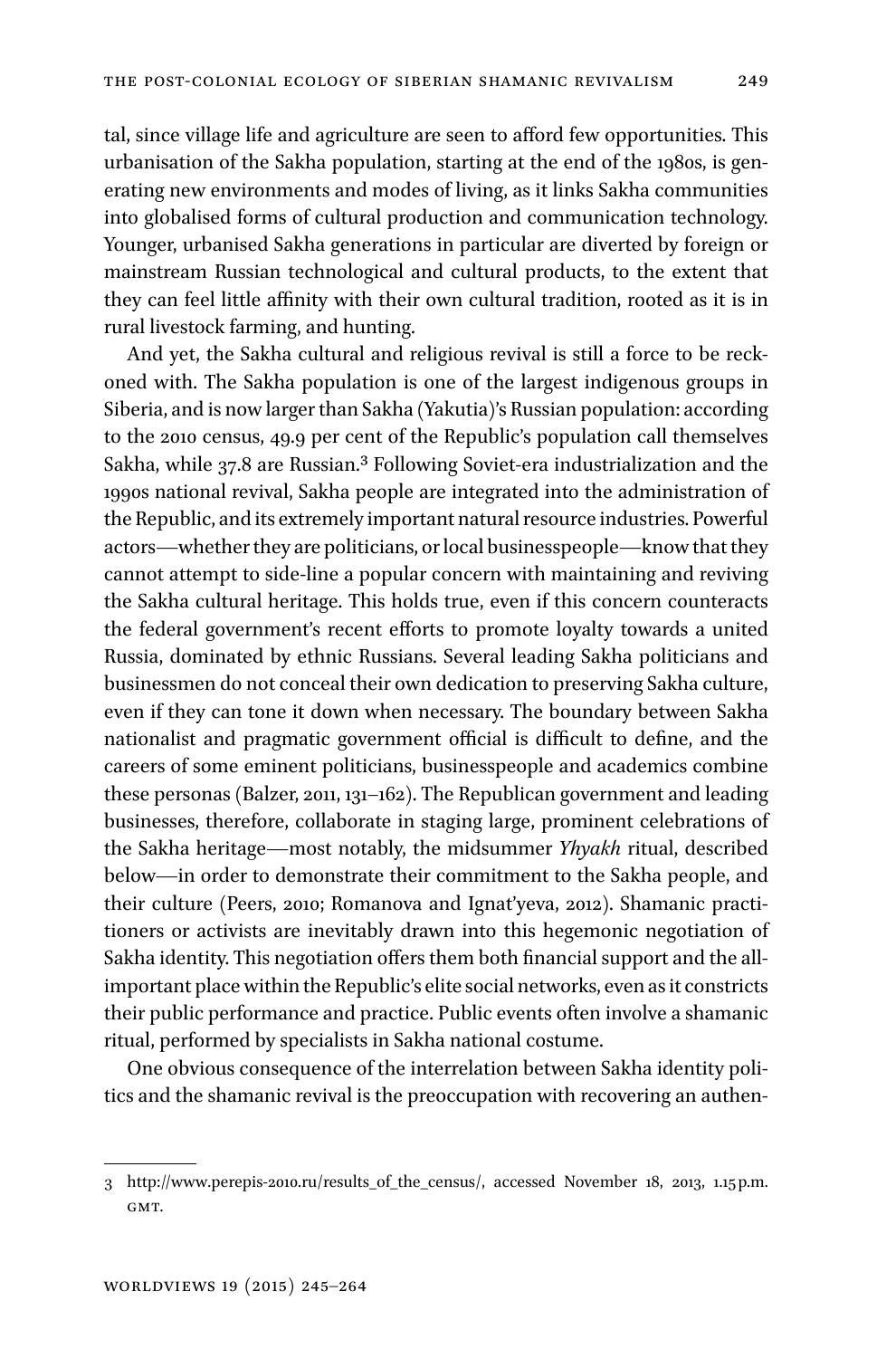tal, since village life and agriculture are seen to afford few opportunities. This urbanisation of the Sakha population, starting at the end of the 1980s, is generating new environments and modes of living, as it links Sakha communities into globalised forms of cultural production and communication technology. Younger, urbanised Sakha generations in particular are diverted by foreign or mainstream Russian technological and cultural products, to the extent that they can feel little affinity with their own cultural tradition, rooted as it is in rural livestock farming, and hunting.

And yet, the Sakha cultural and religious revival is still a force to be reckoned with. The Sakha population is one of the largest indigenous groups in Siberia, and is now larger than Sakha (Yakutia)'s Russian population: according to the 2010 census, 49.9 per cent of the Republic's population call themselves Sakha, while 37.8 are Russian.[3] Following Soviet-era industrialization and the 1990s national revival, Sakha people are integrated into the administration of the Republic, and its extremely important natural resource industries. Powerful actors—whether they are politicians, or local businesspeople—know that they cannot attempt to side-line a popular concern with maintaining and reviving the Sakha cultural heritage. This holds true, even if this concern counteracts the federal government's recent efforts to promote loyalty towards a united Russia, dominated by ethnic Russians. Several leading Sakha politicians and businessmen do not conceal their own dedication to preserving Sakha culture, even if they can tone it down when necessary. The boundary between Sakha nationalist and pragmatic government official is difficult to define, and the careers of some eminent politicians, businesspeople and academics combine these personas (Balzer, 2011, 131–162). The Republican government and leading businesses, therefore, collaborate in staging large, prominent celebrations of the Sakha heritage—most notably, the midsummer *Yhyakh* ritual, described below—in order to demonstrate their commitment to the Sakha people, and their culture (Peers, 2010; Romanova and Ignat'yeva, 2012). Shamanic practitioners or activists are inevitably drawn into this hegemonic negotiation of Sakha identity. This negotiation offers them both financial support and the all-important place within the Republic's elite social networks, even as it constricts their public performance and practice. Public events often involve a shamanic ritual, performed by specialists in Sakha national costume.

One obvious consequence of the interrelation between Sakha identity politics and the shamanic revival is the preoccupation with recovering an authen-

---

3 http://www.perepis-2010.ru/results_of_the_census/, accessed November 18, 2013, 1.15 p.m. GMT.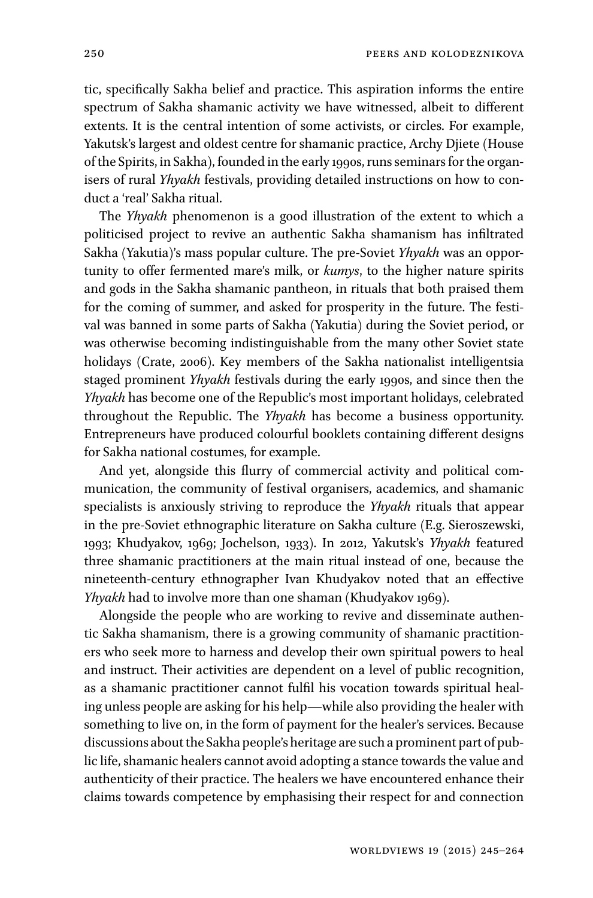tic, specifically Sakha belief and practice. This aspiration informs the entire spectrum of Sakha shamanic activity we have witnessed, albeit to different extents. It is the central intention of some activists, or circles. For example, Yakutsk's largest and oldest centre for shamanic practice, Archy Djiete (House of the Spirits, in Sakha), founded in the early 1990s, runs seminars for the organisers of rural *Yhyakh* festivals, providing detailed instructions on how to conduct a 'real' Sakha ritual.

The *Yhyakh* phenomenon is a good illustration of the extent to which a politicised project to revive an authentic Sakha shamanism has infiltrated Sakha (Yakutia)'s mass popular culture. The pre-Soviet *Yhyakh* was an opportunity to offer fermented mare's milk, or *kumys*, to the higher nature spirits and gods in the Sakha shamanic pantheon, in rituals that both praised them for the coming of summer, and asked for prosperity in the future. The festival was banned in some parts of Sakha (Yakutia) during the Soviet period, or was otherwise becoming indistinguishable from the many other Soviet state holidays (Crate, 2006). Key members of the Sakha nationalist intelligentsia staged prominent *Yhyakh* festivals during the early 1990s, and since then the *Yhyakh* has become one of the Republic's most important holidays, celebrated throughout the Republic. The *Yhyakh* has become a business opportunity. Entrepreneurs have produced colourful booklets containing different designs for Sakha national costumes, for example.

And yet, alongside this flurry of commercial activity and political communication, the community of festival organisers, academics, and shamanic specialists is anxiously striving to reproduce the *Yhyakh* rituals that appear in the pre-Soviet ethnographic literature on Sakha culture (E.g. Sieroszewski, 1993; Khudyakov, 1969; Jochelson, 1933). In 2012, Yakutsk's *Yhyakh* featured three shamanic practitioners at the main ritual instead of one, because the nineteenth-century ethnographer Ivan Khudyakov noted that an effective *Yhyakh* had to involve more than one shaman (Khudyakov 1969).

Alongside the people who are working to revive and disseminate authentic Sakha shamanism, there is a growing community of shamanic practitioners who seek more to harness and develop their own spiritual powers to heal and instruct. Their activities are dependent on a level of public recognition, as a shamanic practitioner cannot fulfil his vocation towards spiritual healing unless people are asking for his help—while also providing the healer with something to live on, in the form of payment for the healer's services. Because discussions about the Sakha people's heritage are such a prominent part of public life, shamanic healers cannot avoid adopting a stance towards the value and authenticity of their practice. The healers we have encountered enhance their claims towards competence by emphasising their respect for and connection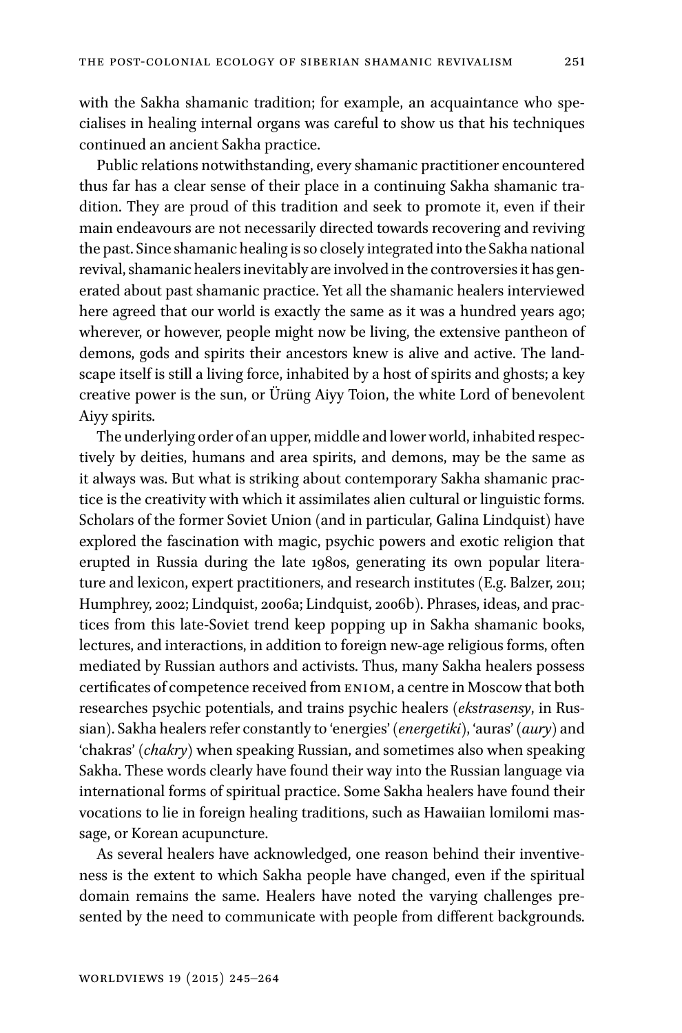with the Sakha shamanic tradition; for example, an acquaintance who specialises in healing internal organs was careful to show us that his techniques continued an ancient Sakha practice.

Public relations notwithstanding, every shamanic practitioner encountered thus far has a clear sense of their place in a continuing Sakha shamanic tradition. They are proud of this tradition and seek to promote it, even if their main endeavours are not necessarily directed towards recovering and reviving the past. Since shamanic healing is so closely integrated into the Sakha national revival, shamanic healers inevitably are involved in the controversies it has generated about past shamanic practice. Yet all the shamanic healers interviewed here agreed that our world is exactly the same as it was a hundred years ago; wherever, or however, people might now be living, the extensive pantheon of demons, gods and spirits their ancestors knew is alive and active. The landscape itself is still a living force, inhabited by a host of spirits and ghosts; a key creative power is the sun, or Ürüng Aiyy Toion, the white Lord of benevolent Aiyy spirits.

The underlying order of an upper, middle and lower world, inhabited respectively by deities, humans and area spirits, and demons, may be the same as it always was. But what is striking about contemporary Sakha shamanic practice is the creativity with which it assimilates alien cultural or linguistic forms. Scholars of the former Soviet Union (and in particular, Galina Lindquist) have explored the fascination with magic, psychic powers and exotic religion that erupted in Russia during the late 1980s, generating its own popular literature and lexicon, expert practitioners, and research institutes (E.g. Balzer, 2011; Humphrey, 2002; Lindquist, 2006a; Lindquist, 2006b). Phrases, ideas, and practices from this late-Soviet trend keep popping up in Sakha shamanic books, lectures, and interactions, in addition to foreign new-age religious forms, often mediated by Russian authors and activists. Thus, many Sakha healers possess certificates of competence received from ENIOM, a centre in Moscow that both researches psychic potentials, and trains psychic healers (*ekstrasensy*, in Russian). Sakha healers refer constantly to 'energies' (*energetiki*), 'auras' (*aury*) and 'chakras' (*chakry*) when speaking Russian, and sometimes also when speaking Sakha. These words clearly have found their way into the Russian language via international forms of spiritual practice. Some Sakha healers have found their vocations to lie in foreign healing traditions, such as Hawaiian lomilomi massage, or Korean acupuncture.

As several healers have acknowledged, one reason behind their inventiveness is the extent to which Sakha people have changed, even if the spiritual domain remains the same. Healers have noted the varying challenges presented by the need to communicate with people from different backgrounds.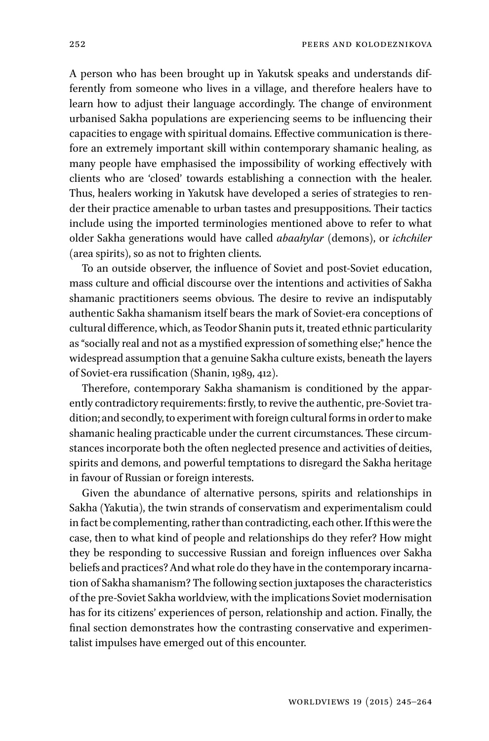A person who has been brought up in Yakutsk speaks and understands differently from someone who lives in a village, and therefore healers have to learn how to adjust their language accordingly. The change of environment urbanised Sakha populations are experiencing seems to be influencing their capacities to engage with spiritual domains. Effective communication is therefore an extremely important skill within contemporary shamanic healing, as many people have emphasised the impossibility of working effectively with clients who are 'closed' towards establishing a connection with the healer. Thus, healers working in Yakutsk have developed a series of strategies to render their practice amenable to urban tastes and presuppositions. Their tactics include using the imported terminologies mentioned above to refer to what older Sakha generations would have called *abaahylar* (demons), or *ichchiler* (area spirits), so as not to frighten clients.

To an outside observer, the influence of Soviet and post-Soviet education, mass culture and official discourse over the intentions and activities of Sakha shamanic practitioners seems obvious. The desire to revive an indisputably authentic Sakha shamanism itself bears the mark of Soviet-era conceptions of cultural difference, which, as Teodor Shanin puts it, treated ethnic particularity as "socially real and not as a mystified expression of something else;" hence the widespread assumption that a genuine Sakha culture exists, beneath the layers of Soviet-era russification (Shanin, 1989, 412).

Therefore, contemporary Sakha shamanism is conditioned by the apparently contradictory requirements: firstly, to revive the authentic, pre-Soviet tradition; and secondly, to experiment with foreign cultural forms in order to make shamanic healing practicable under the current circumstances. These circumstances incorporate both the often neglected presence and activities of deities, spirits and demons, and powerful temptations to disregard the Sakha heritage in favour of Russian or foreign interests.

Given the abundance of alternative persons, spirits and relationships in Sakha (Yakutia), the twin strands of conservatism and experimentalism could in fact be complementing, rather than contradicting, each other. If this were the case, then to what kind of people and relationships do they refer? How might they be responding to successive Russian and foreign influences over Sakha beliefs and practices? And what role do they have in the contemporary incarnation of Sakha shamanism? The following section juxtaposes the characteristics of the pre-Soviet Sakha worldview, with the implications Soviet modernisation has for its citizens' experiences of person, relationship and action. Finally, the final section demonstrates how the contrasting conservative and experimentalist impulses have emerged out of this encounter.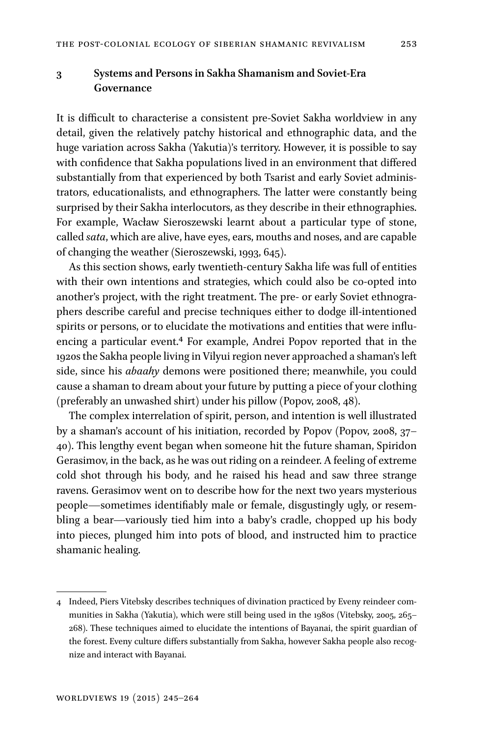## 3 Systems and Persons in Sakha Shamanism and Soviet-Era Governance

It is difficult to characterise a consistent pre-Soviet Sakha worldview in any detail, given the relatively patchy historical and ethnographic data, and the huge variation across Sakha (Yakutia)'s territory. However, it is possible to say with confidence that Sakha populations lived in an environment that differed substantially from that experienced by both Tsarist and early Soviet administrators, educationalists, and ethnographers. The latter were constantly being surprised by their Sakha interlocutors, as they describe in their ethnographies. For example, Wacław Sieroszewski learnt about a particular type of stone, called *sata*, which are alive, have eyes, ears, mouths and noses, and are capable of changing the weather (Sieroszewski, 1993, 645).

As this section shows, early twentieth-century Sakha life was full of entities with their own intentions and strategies, which could also be co-opted into another's project, with the right treatment. The pre- or early Soviet ethnographers describe careful and precise techniques either to dodge ill-intentioned spirits or persons, or to elucidate the motivations and entities that were influencing a particular event.[4] For example, Andrei Popov reported that in the 1920s the Sakha people living in Vilyui region never approached a shaman's left side, since his *abaahy* demons were positioned there; meanwhile, you could cause a shaman to dream about your future by putting a piece of your clothing (preferably an unwashed shirt) under his pillow (Popov, 2008, 48).

The complex interrelation of spirit, person, and intention is well illustrated by a shaman's account of his initiation, recorded by Popov (Popov, 2008, 37–40). This lengthy event began when someone hit the future shaman, Spiridon Gerasimov, in the back, as he was out riding on a reindeer. A feeling of extreme cold shot through his body, and he raised his head and saw three strange ravens. Gerasimov went on to describe how for the next two years mysterious people—sometimes identifiably male or female, disgustingly ugly, or resembling a bear—variously tied him into a baby's cradle, chopped up his body into pieces, plunged him into pots of blood, and instructed him to practice shamanic healing.

---

4 Indeed, Piers Vitebsky describes techniques of divination practiced by Eveny reindeer communities in Sakha (Yakutia), which were still being used in the 1980s (Vitebsky, 2005, 265–268). These techniques aimed to elucidate the intentions of Bayanai, the spirit guardian of the forest. Eveny culture differs substantially from Sakha, however Sakha people also recognize and interact with Bayanai.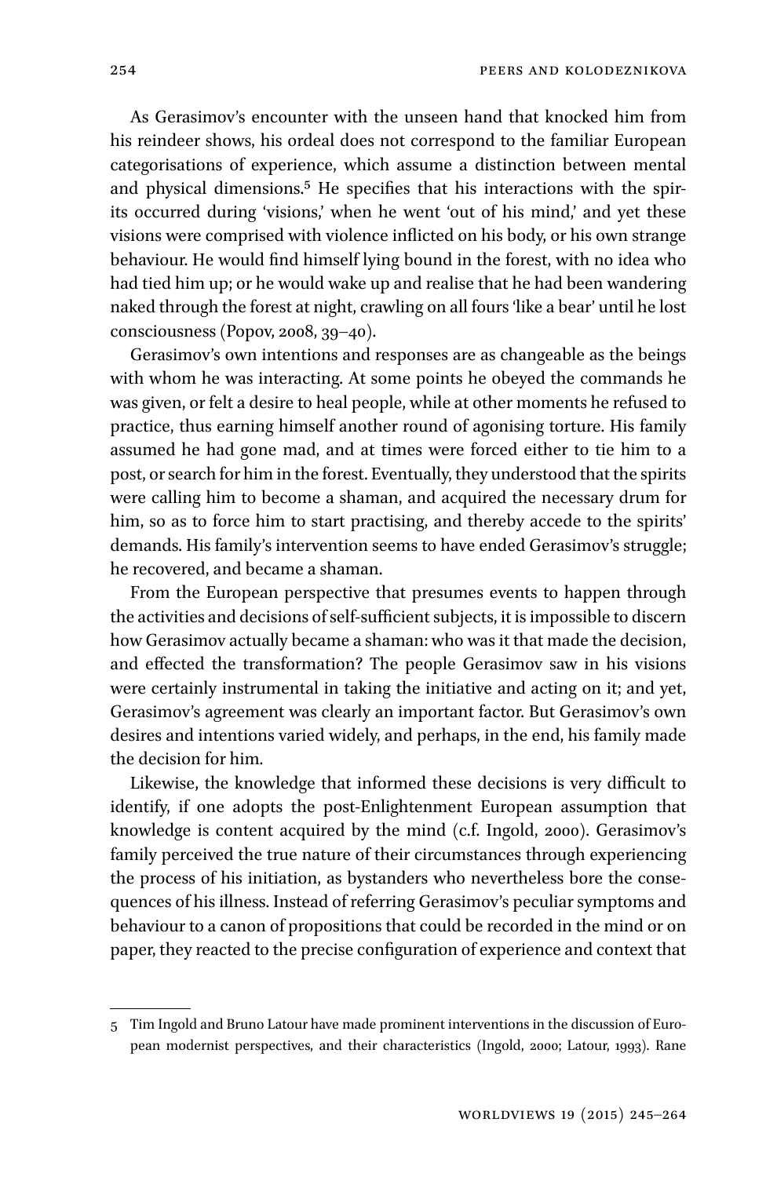As Gerasimov's encounter with the unseen hand that knocked him from his reindeer shows, his ordeal does not correspond to the familiar European categorisations of experience, which assume a distinction between mental and physical dimensions.[5] He specifies that his interactions with the spirits occurred during 'visions,' when he went 'out of his mind,' and yet these visions were comprised with violence inflicted on his body, or his own strange behaviour. He would find himself lying bound in the forest, with no idea who had tied him up; or he would wake up and realise that he had been wandering naked through the forest at night, crawling on all fours 'like a bear' until he lost consciousness (Popov, 2008, 39–40).

Gerasimov's own intentions and responses are as changeable as the beings with whom he was interacting. At some points he obeyed the commands he was given, or felt a desire to heal people, while at other moments he refused to practice, thus earning himself another round of agonising torture. His family assumed he had gone mad, and at times were forced either to tie him to a post, or search for him in the forest. Eventually, they understood that the spirits were calling him to become a shaman, and acquired the necessary drum for him, so as to force him to start practising, and thereby accede to the spirits' demands. His family's intervention seems to have ended Gerasimov's struggle; he recovered, and became a shaman.

From the European perspective that presumes events to happen through the activities and decisions of self-sufficient subjects, it is impossible to discern how Gerasimov actually became a shaman: who was it that made the decision, and effected the transformation? The people Gerasimov saw in his visions were certainly instrumental in taking the initiative and acting on it; and yet, Gerasimov's agreement was clearly an important factor. But Gerasimov's own desires and intentions varied widely, and perhaps, in the end, his family made the decision for him.

Likewise, the knowledge that informed these decisions is very difficult to identify, if one adopts the post-Enlightenment European assumption that knowledge is content acquired by the mind (c.f. Ingold, 2000). Gerasimov's family perceived the true nature of their circumstances through experiencing the process of his initiation, as bystanders who nevertheless bore the consequences of his illness. Instead of referring Gerasimov's peculiar symptoms and behaviour to a canon of propositions that could be recorded in the mind or on paper, they reacted to the precise configuration of experience and context that

---

5 Tim Ingold and Bruno Latour have made prominent interventions in the discussion of European modernist perspectives, and their characteristics (Ingold, 2000; Latour, 1993). Rane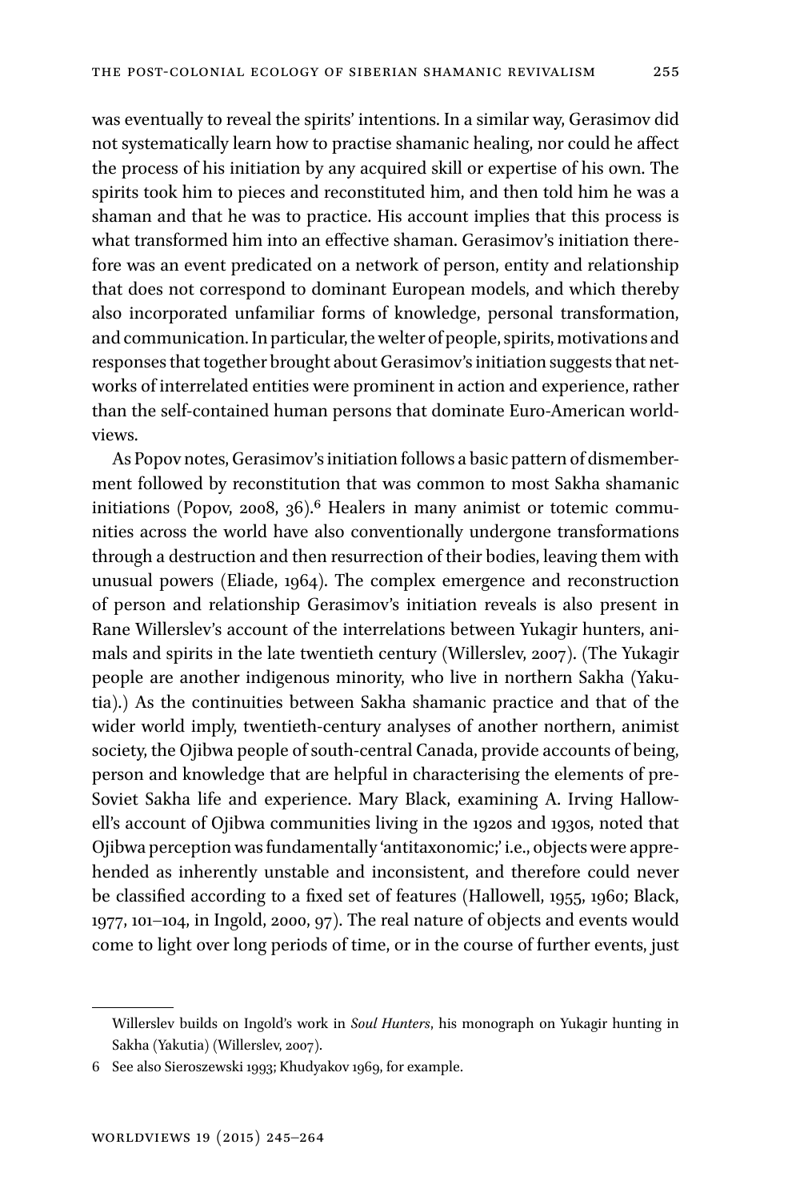was eventually to reveal the spirits' intentions. In a similar way, Gerasimov did not systematically learn how to practise shamanic healing, nor could he affect the process of his initiation by any acquired skill or expertise of his own. The spirits took him to pieces and reconstituted him, and then told him he was a shaman and that he was to practice. His account implies that this process is what transformed him into an effective shaman. Gerasimov's initiation therefore was an event predicated on a network of person, entity and relationship that does not correspond to dominant European models, and which thereby also incorporated unfamiliar forms of knowledge, personal transformation, and communication. In particular, the welter of people, spirits, motivations and responses that together brought about Gerasimov's initiation suggests that networks of interrelated entities were prominent in action and experience, rather than the self-contained human persons that dominate Euro-American worldviews.

As Popov notes, Gerasimov's initiation follows a basic pattern of dismemberment followed by reconstitution that was common to most Sakha shamanic initiations (Popov, 2008, 36).[6] Healers in many animist or totemic communities across the world have also conventionally undergone transformations through a destruction and then resurrection of their bodies, leaving them with unusual powers (Eliade, 1964). The complex emergence and reconstruction of person and relationship Gerasimov's initiation reveals is also present in Rane Willerslev's account of the interrelations between Yukagir hunters, animals and spirits in the late twentieth century (Willerslev, 2007). (The Yukagir people are another indigenous minority, who live in northern Sakha (Yakutia).) As the continuities between Sakha shamanic practice and that of the wider world imply, twentieth-century analyses of another northern, animist society, the Ojibwa people of south-central Canada, provide accounts of being, person and knowledge that are helpful in characterising the elements of pre-Soviet Sakha life and experience. Mary Black, examining A. Irving Hallowell's account of Ojibwa communities living in the 1920s and 1930s, noted that Ojibwa perception was fundamentally 'antitaxonomic;' i.e., objects were apprehended as inherently unstable and inconsistent, and therefore could never be classified according to a fixed set of features (Hallowell, 1955, 1960; Black, 1977, 101–104, in Ingold, 2000, 97). The real nature of objects and events would come to light over long periods of time, or in the course of further events, just

---

Willerslev builds on Ingold's work in *Soul Hunters*, his monograph on Yukagir hunting in Sakha (Yakutia) (Willerslev, 2007).

6 See also Sieroszewski 1993; Khudyakov 1969, for example.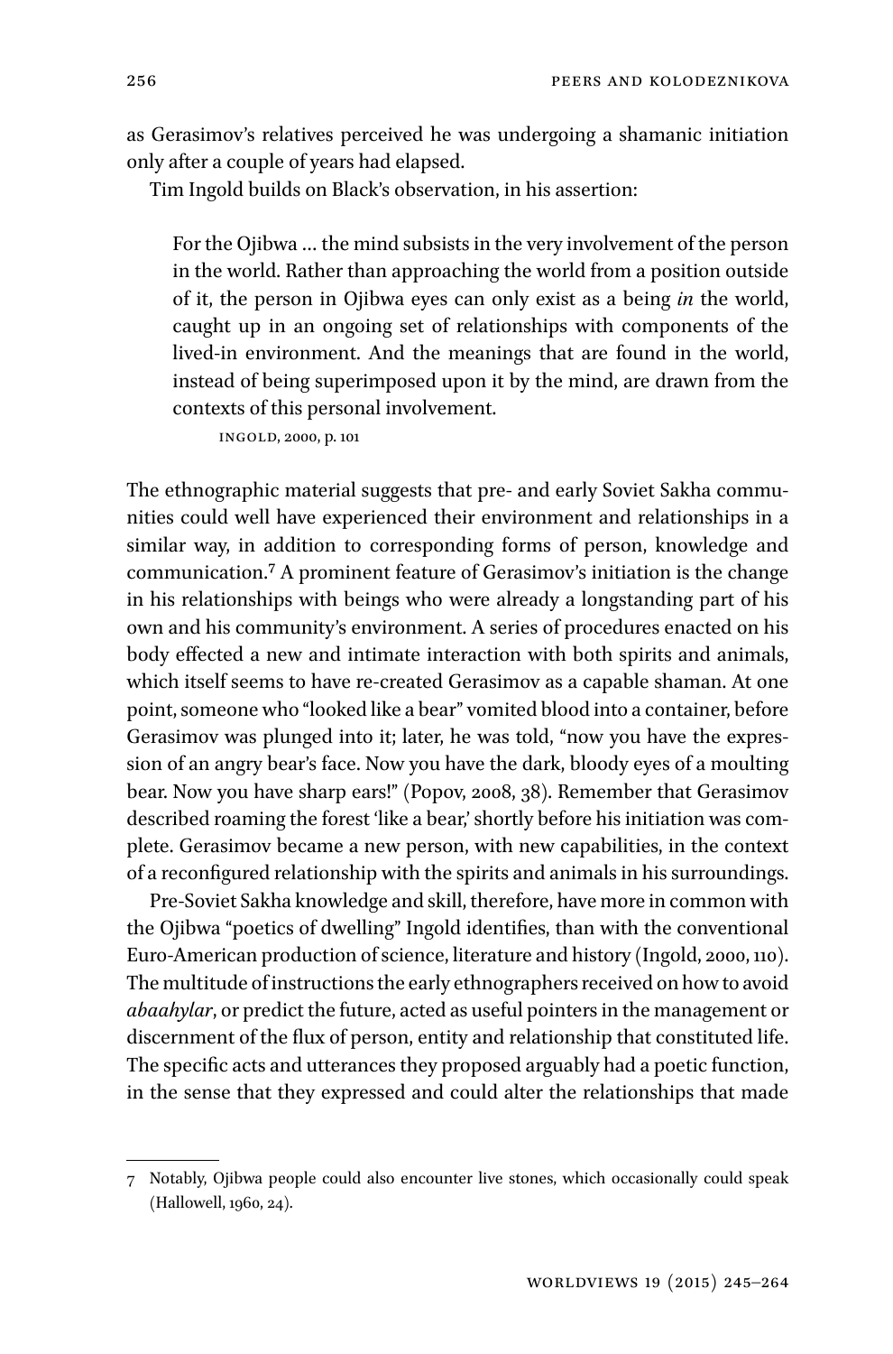as Gerasimov's relatives perceived he was undergoing a shamanic initiation only after a couple of years had elapsed.

Tim Ingold builds on Black's observation, in his assertion:

> For the Ojibwa … the mind subsists in the very involvement of the person in the world. Rather than approaching the world from a position outside of it, the person in Ojibwa eyes can only exist as a being *in* the world, caught up in an ongoing set of relationships with components of the lived-in environment. And the meanings that are found in the world, instead of being superimposed upon it by the mind, are drawn from the contexts of this personal involvement.
>
> Ingold, 2000, p. 101

The ethnographic material suggests that pre- and early Soviet Sakha communities could well have experienced their environment and relationships in a similar way, in addition to corresponding forms of person, knowledge and communication.[7] A prominent feature of Gerasimov's initiation is the change in his relationships with beings who were already a longstanding part of his own and his community's environment. A series of procedures enacted on his body effected a new and intimate interaction with both spirits and animals, which itself seems to have re-created Gerasimov as a capable shaman. At one point, someone who "looked like a bear" vomited blood into a container, before Gerasimov was plunged into it; later, he was told, "now you have the expression of an angry bear's face. Now you have the dark, bloody eyes of a moulting bear. Now you have sharp ears!" (Popov, 2008, 38). Remember that Gerasimov described roaming the forest 'like a bear,' shortly before his initiation was complete. Gerasimov became a new person, with new capabilities, in the context of a reconfigured relationship with the spirits and animals in his surroundings.

Pre-Soviet Sakha knowledge and skill, therefore, have more in common with the Ojibwa "poetics of dwelling" Ingold identifies, than with the conventional Euro-American production of science, literature and history (Ingold, 2000, 110). The multitude of instructions the early ethnographers received on how to avoid *abaahylar*, or predict the future, acted as useful pointers in the management or discernment of the flux of person, entity and relationship that constituted life. The specific acts and utterances they proposed arguably had a poetic function, in the sense that they expressed and could alter the relationships that made

---

7 Notably, Ojibwa people could also encounter live stones, which occasionally could speak (Hallowell, 1960, 24).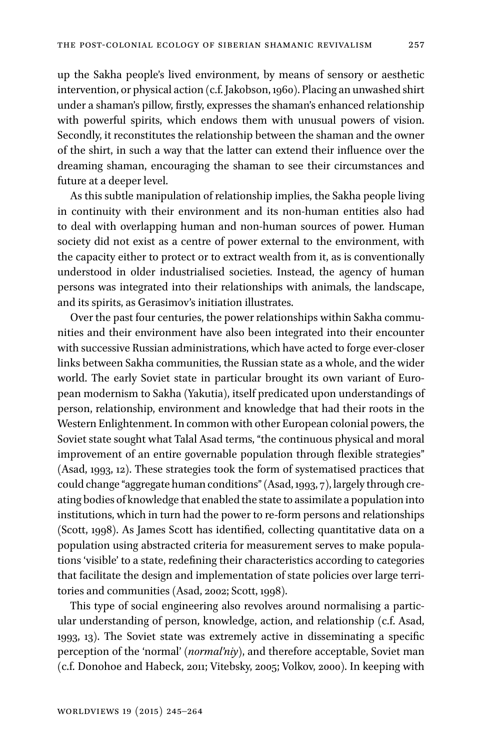up the Sakha people's lived environment, by means of sensory or aesthetic intervention, or physical action (c.f. Jakobson, 1960). Placing an unwashed shirt under a shaman's pillow, firstly, expresses the shaman's enhanced relationship with powerful spirits, which endows them with unusual powers of vision. Secondly, it reconstitutes the relationship between the shaman and the owner of the shirt, in such a way that the latter can extend their influence over the dreaming shaman, encouraging the shaman to see their circumstances and future at a deeper level.

As this subtle manipulation of relationship implies, the Sakha people living in continuity with their environment and its non-human entities also had to deal with overlapping human and non-human sources of power. Human society did not exist as a centre of power external to the environment, with the capacity either to protect or to extract wealth from it, as is conventionally understood in older industrialised societies. Instead, the agency of human persons was integrated into their relationships with animals, the landscape, and its spirits, as Gerasimov's initiation illustrates.

Over the past four centuries, the power relationships within Sakha communities and their environment have also been integrated into their encounter with successive Russian administrations, which have acted to forge ever-closer links between Sakha communities, the Russian state as a whole, and the wider world. The early Soviet state in particular brought its own variant of European modernism to Sakha (Yakutia), itself predicated upon understandings of person, relationship, environment and knowledge that had their roots in the Western Enlightenment. In common with other European colonial powers, the Soviet state sought what Talal Asad terms, "the continuous physical and moral improvement of an entire governable population through flexible strategies" (Asad, 1993, 12). These strategies took the form of systematised practices that could change "aggregate human conditions" (Asad, 1993, 7), largely through creating bodies of knowledge that enabled the state to assimilate a population into institutions, which in turn had the power to re-form persons and relationships (Scott, 1998). As James Scott has identified, collecting quantitative data on a population using abstracted criteria for measurement serves to make populations 'visible' to a state, redefining their characteristics according to categories that facilitate the design and implementation of state policies over large territories and communities (Asad, 2002; Scott, 1998).

This type of social engineering also revolves around normalising a particular understanding of person, knowledge, action, and relationship (c.f. Asad, 1993, 13). The Soviet state was extremely active in disseminating a specific perception of the 'normal' (*normal'niy*), and therefore acceptable, Soviet man (c.f. Donohoe and Habeck, 2011; Vitebsky, 2005; Volkov, 2000). In keeping with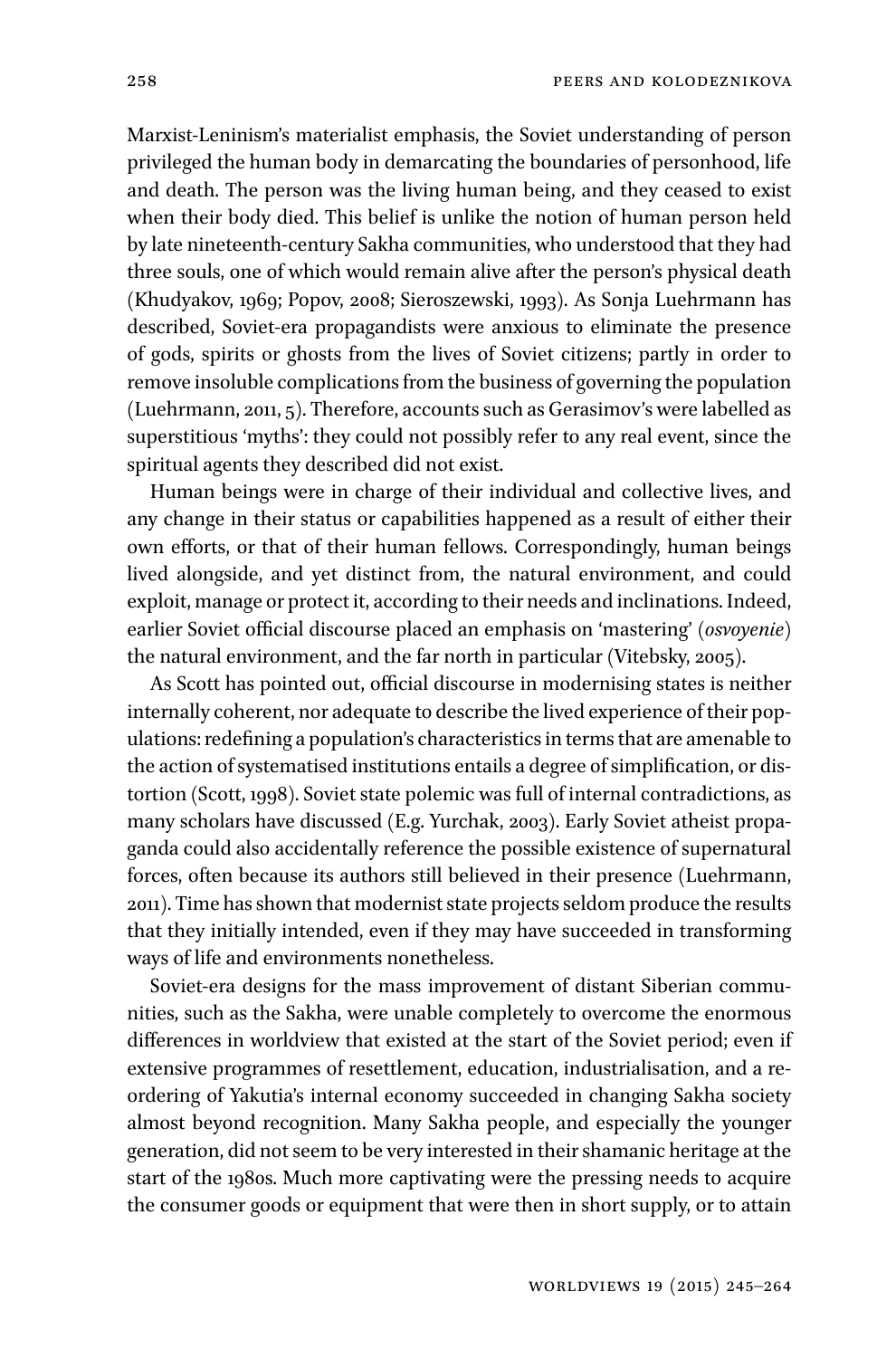Marxist-Leninism's materialist emphasis, the Soviet understanding of person privileged the human body in demarcating the boundaries of personhood, life and death. The person was the living human being, and they ceased to exist when their body died. This belief is unlike the notion of human person held by late nineteenth-century Sakha communities, who understood that they had three souls, one of which would remain alive after the person's physical death (Khudyakov, 1969; Popov, 2008; Sieroszewski, 1993). As Sonja Luehrmann has described, Soviet-era propagandists were anxious to eliminate the presence of gods, spirits or ghosts from the lives of Soviet citizens; partly in order to remove insoluble complications from the business of governing the population (Luehrmann, 2011, 5). Therefore, accounts such as Gerasimov's were labelled as superstitious 'myths': they could not possibly refer to any real event, since the spiritual agents they described did not exist.

Human beings were in charge of their individual and collective lives, and any change in their status or capabilities happened as a result of either their own efforts, or that of their human fellows. Correspondingly, human beings lived alongside, and yet distinct from, the natural environment, and could exploit, manage or protect it, according to their needs and inclinations. Indeed, earlier Soviet official discourse placed an emphasis on 'mastering' (*osvoyenie*) the natural environment, and the far north in particular (Vitebsky, 2005).

As Scott has pointed out, official discourse in modernising states is neither internally coherent, nor adequate to describe the lived experience of their populations: redefining a population's characteristics in terms that are amenable to the action of systematised institutions entails a degree of simplification, or distortion (Scott, 1998). Soviet state polemic was full of internal contradictions, as many scholars have discussed (E.g. Yurchak, 2003). Early Soviet atheist propaganda could also accidentally reference the possible existence of supernatural forces, often because its authors still believed in their presence (Luehrmann, 2011). Time has shown that modernist state projects seldom produce the results that they initially intended, even if they may have succeeded in transforming ways of life and environments nonetheless.

Soviet-era designs for the mass improvement of distant Siberian communities, such as the Sakha, were unable completely to overcome the enormous differences in worldview that existed at the start of the Soviet period; even if extensive programmes of resettlement, education, industrialisation, and a re-ordering of Yakutia's internal economy succeeded in changing Sakha society almost beyond recognition. Many Sakha people, and especially the younger generation, did not seem to be very interested in their shamanic heritage at the start of the 1980s. Much more captivating were the pressing needs to acquire the consumer goods or equipment that were then in short supply, or to attain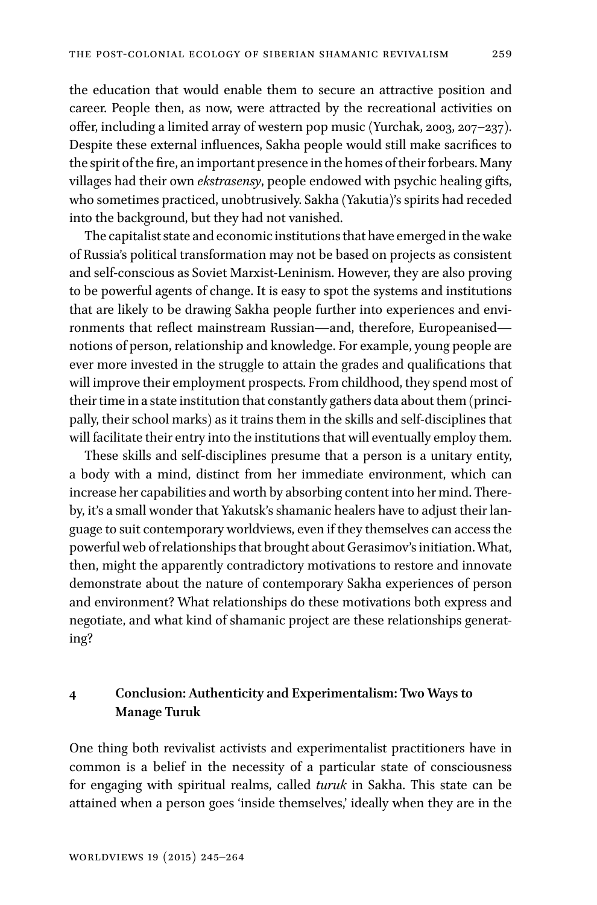the education that would enable them to secure an attractive position and career. People then, as now, were attracted by the recreational activities on offer, including a limited array of western pop music (Yurchak, 2003, 207–237). Despite these external influences, Sakha people would still make sacrifices to the spirit of the fire, an important presence in the homes of their forbears. Many villages had their own *ekstrasensy*, people endowed with psychic healing gifts, who sometimes practiced, unobtrusively. Sakha (Yakutia)'s spirits had receded into the background, but they had not vanished.

The capitalist state and economic institutions that have emerged in the wake of Russia's political transformation may not be based on projects as consistent and self-conscious as Soviet Marxist-Leninism. However, they are also proving to be powerful agents of change. It is easy to spot the systems and institutions that are likely to be drawing Sakha people further into experiences and environments that reflect mainstream Russian—and, therefore, Europeanised—notions of person, relationship and knowledge. For example, young people are ever more invested in the struggle to attain the grades and qualifications that will improve their employment prospects. From childhood, they spend most of their time in a state institution that constantly gathers data about them (principally, their school marks) as it trains them in the skills and self-disciplines that will facilitate their entry into the institutions that will eventually employ them.

These skills and self-disciplines presume that a person is a unitary entity, a body with a mind, distinct from her immediate environment, which can increase her capabilities and worth by absorbing content into her mind. Thereby, it's a small wonder that Yakutsk's shamanic healers have to adjust their language to suit contemporary worldviews, even if they themselves can access the powerful web of relationships that brought about Gerasimov's initiation. What, then, might the apparently contradictory motivations to restore and innovate demonstrate about the nature of contemporary Sakha experiences of person and environment? What relationships do these motivations both express and negotiate, and what kind of shamanic project are these relationships generating?

## 4 Conclusion: Authenticity and Experimentalism: Two Ways to Manage Turuk

One thing both revivalist activists and experimentalist practitioners have in common is a belief in the necessity of a particular state of consciousness for engaging with spiritual realms, called *turuk* in Sakha. This state can be attained when a person goes 'inside themselves,' ideally when they are in the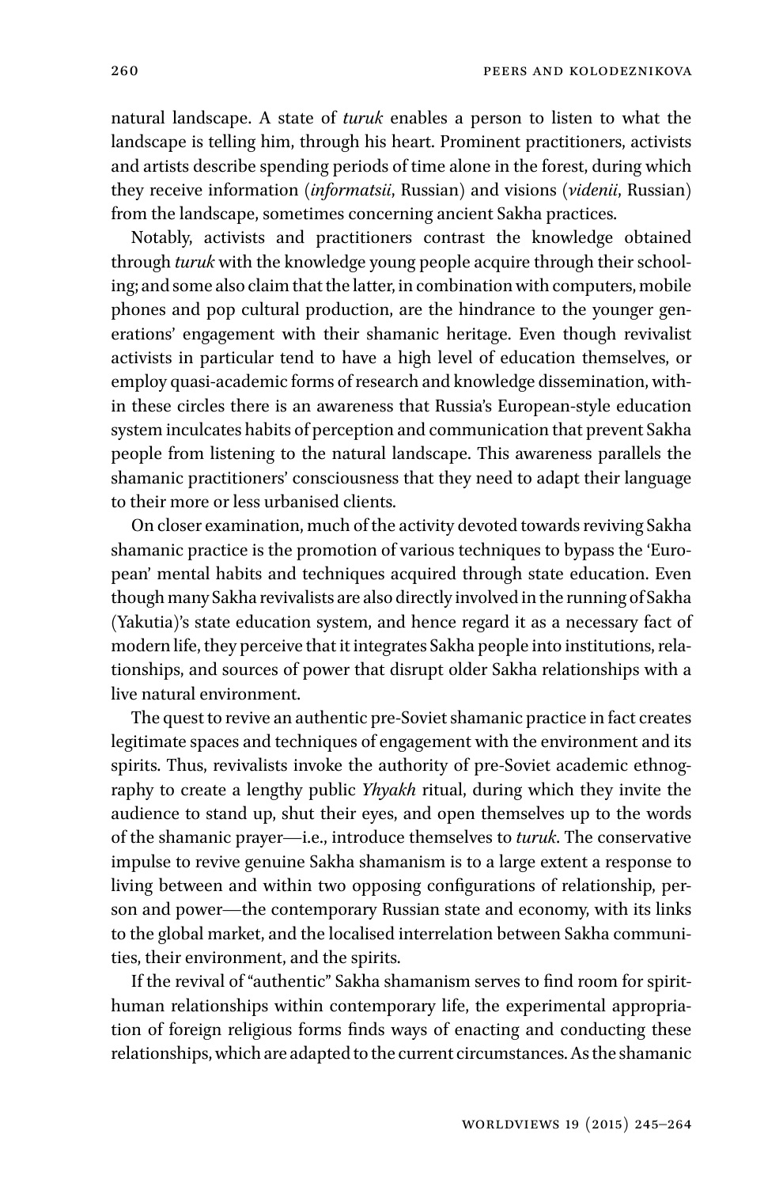natural landscape. A state of *turuk* enables a person to listen to what the landscape is telling him, through his heart. Prominent practitioners, activists and artists describe spending periods of time alone in the forest, during which they receive information (*informatsii*, Russian) and visions (*videnii*, Russian) from the landscape, sometimes concerning ancient Sakha practices.

Notably, activists and practitioners contrast the knowledge obtained through *turuk* with the knowledge young people acquire through their schooling; and some also claim that the latter, in combination with computers, mobile phones and pop cultural production, are the hindrance to the younger generations' engagement with their shamanic heritage. Even though revivalist activists in particular tend to have a high level of education themselves, or employ quasi-academic forms of research and knowledge dissemination, within these circles there is an awareness that Russia's European-style education system inculcates habits of perception and communication that prevent Sakha people from listening to the natural landscape. This awareness parallels the shamanic practitioners' consciousness that they need to adapt their language to their more or less urbanised clients.

On closer examination, much of the activity devoted towards reviving Sakha shamanic practice is the promotion of various techniques to bypass the 'European' mental habits and techniques acquired through state education. Even though many Sakha revivalists are also directly involved in the running of Sakha (Yakutia)'s state education system, and hence regard it as a necessary fact of modern life, they perceive that it integrates Sakha people into institutions, relationships, and sources of power that disrupt older Sakha relationships with a live natural environment.

The quest to revive an authentic pre-Soviet shamanic practice in fact creates legitimate spaces and techniques of engagement with the environment and its spirits. Thus, revivalists invoke the authority of pre-Soviet academic ethnography to create a lengthy public *Yhyakh* ritual, during which they invite the audience to stand up, shut their eyes, and open themselves up to the words of the shamanic prayer—i.e., introduce themselves to *turuk*. The conservative impulse to revive genuine Sakha shamanism is to a large extent a response to living between and within two opposing configurations of relationship, person and power—the contemporary Russian state and economy, with its links to the global market, and the localised interrelation between Sakha communities, their environment, and the spirits.

If the revival of "authentic" Sakha shamanism serves to find room for spirit-human relationships within contemporary life, the experimental appropriation of foreign religious forms finds ways of enacting and conducting these relationships, which are adapted to the current circumstances. As the shamanic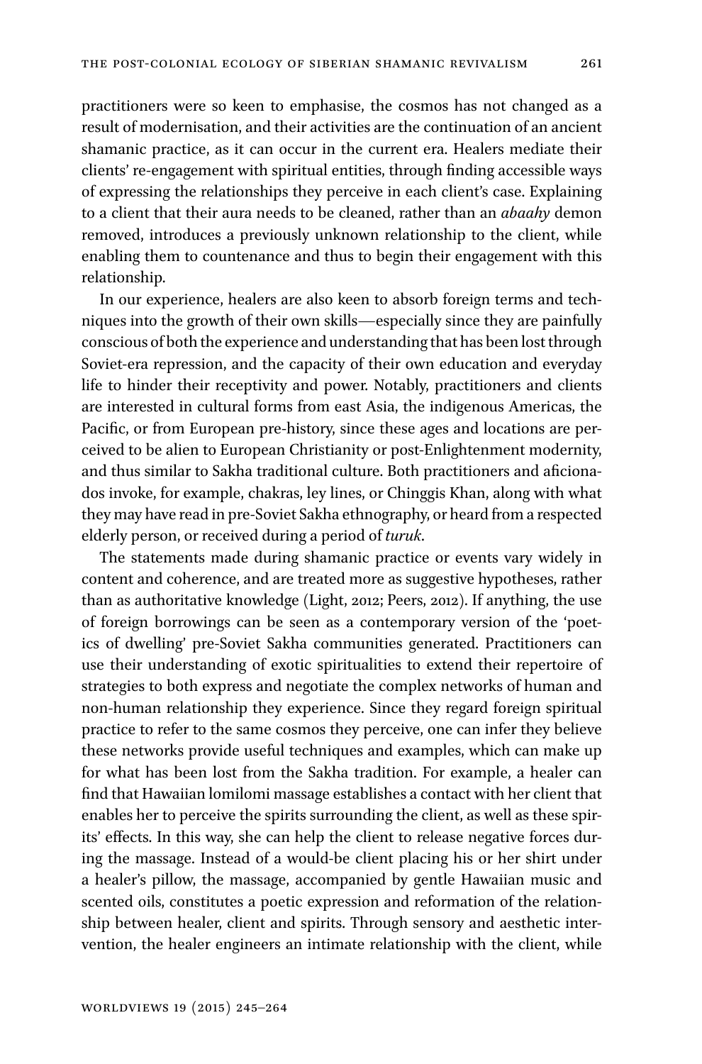practitioners were so keen to emphasise, the cosmos has not changed as a result of modernisation, and their activities are the continuation of an ancient shamanic practice, as it can occur in the current era. Healers mediate their clients' re-engagement with spiritual entities, through finding accessible ways of expressing the relationships they perceive in each client's case. Explaining to a client that their aura needs to be cleaned, rather than an *abaahy* demon removed, introduces a previously unknown relationship to the client, while enabling them to countenance and thus to begin their engagement with this relationship.

In our experience, healers are also keen to absorb foreign terms and techniques into the growth of their own skills—especially since they are painfully conscious of both the experience and understanding that has been lost through Soviet-era repression, and the capacity of their own education and everyday life to hinder their receptivity and power. Notably, practitioners and clients are interested in cultural forms from east Asia, the indigenous Americas, the Pacific, or from European pre-history, since these ages and locations are perceived to be alien to European Christianity or post-Enlightenment modernity, and thus similar to Sakha traditional culture. Both practitioners and aficionados invoke, for example, chakras, ley lines, or Chinggis Khan, along with what they may have read in pre-Soviet Sakha ethnography, or heard from a respected elderly person, or received during a period of *turuk*.

The statements made during shamanic practice or events vary widely in content and coherence, and are treated more as suggestive hypotheses, rather than as authoritative knowledge (Light, 2012; Peers, 2012). If anything, the use of foreign borrowings can be seen as a contemporary version of the 'poetics of dwelling' pre-Soviet Sakha communities generated. Practitioners can use their understanding of exotic spiritualities to extend their repertoire of strategies to both express and negotiate the complex networks of human and non-human relationship they experience. Since they regard foreign spiritual practice to refer to the same cosmos they perceive, one can infer they believe these networks provide useful techniques and examples, which can make up for what has been lost from the Sakha tradition. For example, a healer can find that Hawaiian lomilomi massage establishes a contact with her client that enables her to perceive the spirits surrounding the client, as well as these spirits' effects. In this way, she can help the client to release negative forces during the massage. Instead of a would-be client placing his or her shirt under a healer's pillow, the massage, accompanied by gentle Hawaiian music and scented oils, constitutes a poetic expression and reformation of the relationship between healer, client and spirits. Through sensory and aesthetic intervention, the healer engineers an intimate relationship with the client, while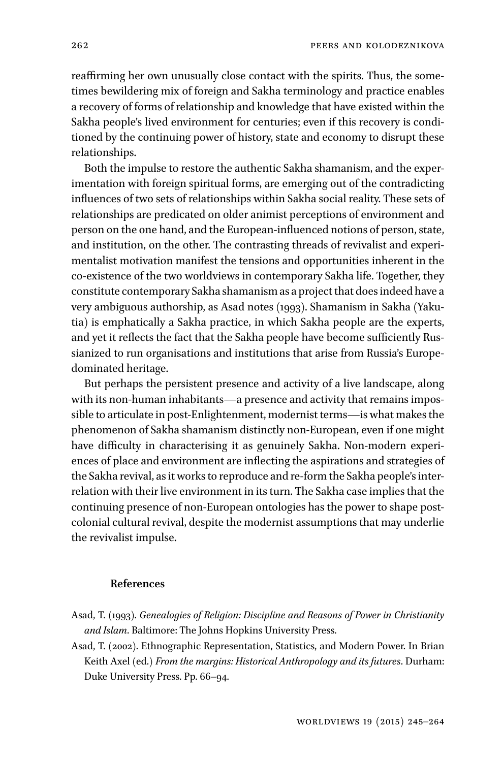reaffirming her own unusually close contact with the spirits. Thus, the sometimes bewildering mix of foreign and Sakha terminology and practice enables a recovery of forms of relationship and knowledge that have existed within the Sakha people's lived environment for centuries; even if this recovery is conditioned by the continuing power of history, state and economy to disrupt these relationships.

Both the impulse to restore the authentic Sakha shamanism, and the experimentation with foreign spiritual forms, are emerging out of the contradicting influences of two sets of relationships within Sakha social reality. These sets of relationships are predicated on older animist perceptions of environment and person on the one hand, and the European-influenced notions of person, state, and institution, on the other. The contrasting threads of revivalist and experimentalist motivation manifest the tensions and opportunities inherent in the co-existence of the two worldviews in contemporary Sakha life. Together, they constitute contemporary Sakha shamanism as a project that does indeed have a very ambiguous authorship, as Asad notes (1993). Shamanism in Sakha (Yakutia) is emphatically a Sakha practice, in which Sakha people are the experts, and yet it reflects the fact that the Sakha people have become sufficiently Russianized to run organisations and institutions that arise from Russia's Europe-dominated heritage.

But perhaps the persistent presence and activity of a live landscape, along with its non-human inhabitants—a presence and activity that remains impossible to articulate in post-Enlightenment, modernist terms—is what makes the phenomenon of Sakha shamanism distinctly non-European, even if one might have difficulty in characterising it as genuinely Sakha. Non-modern experiences of place and environment are inflecting the aspirations and strategies of the Sakha revival, as it works to reproduce and re-form the Sakha people's interrelation with their live environment in its turn. The Sakha case implies that the continuing presence of non-European ontologies has the power to shape post-colonial cultural revival, despite the modernist assumptions that may underlie the revivalist impulse.

## References

Asad, T. (1993). *Genealogies of Religion: Discipline and Reasons of Power in Christianity and Islam*. Baltimore: The Johns Hopkins University Press.

Asad, T. (2002). Ethnographic Representation, Statistics, and Modern Power. In Brian Keith Axel (ed.) *From the margins: Historical Anthropology and its futures*. Durham: Duke University Press. Pp. 66–94.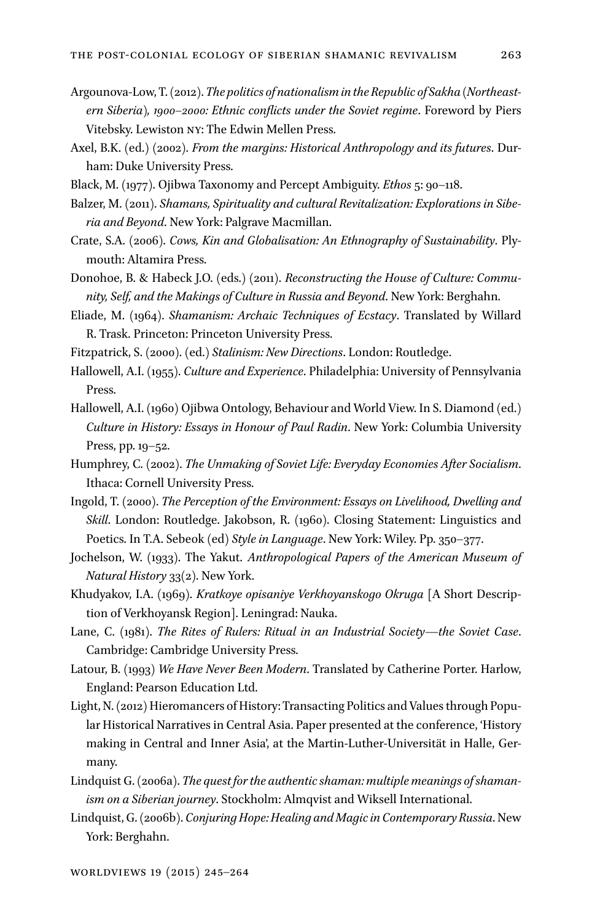Argounova-Low, T. (2012). *The politics of nationalism in the Republic of Sakha (Northeastern Siberia), 1900–2000: Ethnic conflicts under the Soviet regime*. Foreword by Piers Vitebsky. Lewiston NY: The Edwin Mellen Press.

Axel, B.K. (ed.) (2002). *From the margins: Historical Anthropology and its futures*. Durham: Duke University Press.

Black, M. (1977). Ojibwa Taxonomy and Percept Ambiguity. *Ethos* 5: 90–118.

Balzer, M. (2011). *Shamans, Spirituality and cultural Revitalization: Explorations in Siberia and Beyond*. New York: Palgrave Macmillan.

Crate, S.A. (2006). *Cows, Kin and Globalisation: An Ethnography of Sustainability*. Plymouth: Altamira Press.

Donohoe, B. & Habeck J.O. (eds.) (2011). *Reconstructing the House of Culture: Community, Self, and the Makings of Culture in Russia and Beyond*. New York: Berghahn.

Eliade, M. (1964). *Shamanism: Archaic Techniques of Ecstacy*. Translated by Willard R. Trask. Princeton: Princeton University Press.

Fitzpatrick, S. (2000). (ed.) *Stalinism: New Directions*. London: Routledge.

Hallowell, A.I. (1955). *Culture and Experience*. Philadelphia: University of Pennsylvania Press.

Hallowell, A.I. (1960) Ojibwa Ontology, Behaviour and World View. In S. Diamond (ed.) *Culture in History: Essays in Honour of Paul Radin*. New York: Columbia University Press, pp. 19–52.

Humphrey, C. (2002). *The Unmaking of Soviet Life: Everyday Economies After Socialism*. Ithaca: Cornell University Press.

Ingold, T. (2000). *The Perception of the Environment: Essays on Livelihood, Dwelling and Skill*. London: Routledge. Jakobson, R. (1960). Closing Statement: Linguistics and Poetics. In T.A. Sebeok (ed) *Style in Language*. New York: Wiley. Pp. 350–377.

Jochelson, W. (1933). The Yakut. *Anthropological Papers of the American Museum of Natural History* 33(2). New York.

Khudyakov, I.A. (1969). *Kratkoye opisaniye Verkhoyanskogo Okruga* [A Short Description of Verkhoyansk Region]. Leningrad: Nauka.

Lane, C. (1981). *The Rites of Rulers: Ritual in an Industrial Society—the Soviet Case*. Cambridge: Cambridge University Press.

Latour, B. (1993) *We Have Never Been Modern*. Translated by Catherine Porter. Harlow, England: Pearson Education Ltd.

Light, N. (2012) Hieromancers of History: Transacting Politics and Values through Popular Historical Narratives in Central Asia. Paper presented at the conference, 'History making in Central and Inner Asia', at the Martin-Luther-Universität in Halle, Germany.

Lindquist G. (2006a). *The quest for the authentic shaman: multiple meanings of shamanism on a Siberian journey*. Stockholm: Almqvist and Wiksell International.

Lindquist, G. (2006b). *Conjuring Hope: Healing and Magic in Contemporary Russia*. New York: Berghahn.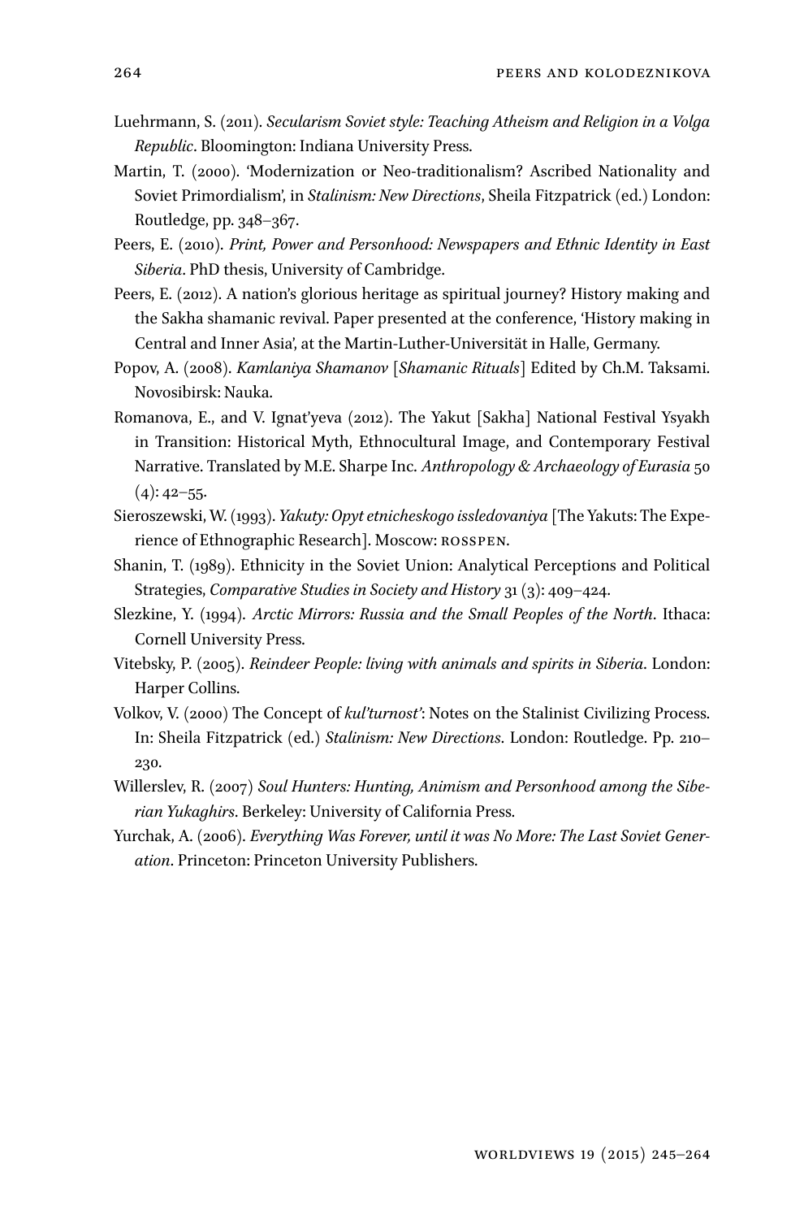Luehrmann, S. (2011). *Secularism Soviet style: Teaching Atheism and Religion in a Volga Republic*. Bloomington: Indiana University Press.

Martin, T. (2000). 'Modernization or Neo-traditionalism? Ascribed Nationality and Soviet Primordialism', in *Stalinism: New Directions*, Sheila Fitzpatrick (ed.) London: Routledge, pp. 348–367.

Peers, E. (2010). *Print, Power and Personhood: Newspapers and Ethnic Identity in East Siberia*. PhD thesis, University of Cambridge.

Peers, E. (2012). A nation's glorious heritage as spiritual journey? History making and the Sakha shamanic revival. Paper presented at the conference, 'History making in Central and Inner Asia', at the Martin-Luther-Universität in Halle, Germany.

Popov, A. (2008). *Kamlaniya Shamanov* [*Shamanic Rituals*] Edited by Ch.M. Taksami. Novosibirsk: Nauka.

Romanova, E., and V. Ignat'yeva (2012). The Yakut [Sakha] National Festival Ysyakh in Transition: Historical Myth, Ethnocultural Image, and Contemporary Festival Narrative. Translated by M.E. Sharpe Inc. *Anthropology & Archaeology of Eurasia* 50 (4): 42–55.

Sieroszewski, W. (1993). *Yakuty: Opyt etnicheskogo issledovaniya* [The Yakuts: The Experience of Ethnographic Research]. Moscow: ROSSPEN.

Shanin, T. (1989). Ethnicity in the Soviet Union: Analytical Perceptions and Political Strategies, *Comparative Studies in Society and History* 31 (3): 409–424.

Slezkine, Y. (1994). *Arctic Mirrors: Russia and the Small Peoples of the North*. Ithaca: Cornell University Press.

Vitebsky, P. (2005). *Reindeer People: living with animals and spirits in Siberia*. London: Harper Collins.

Volkov, V. (2000) The Concept of *kul'turnost'*: Notes on the Stalinist Civilizing Process. In: Sheila Fitzpatrick (ed.) *Stalinism: New Directions*. London: Routledge. Pp. 210–230.

Willerslev, R. (2007) *Soul Hunters: Hunting, Animism and Personhood among the Siberian Yukaghirs*. Berkeley: University of California Press.

Yurchak, A. (2006). *Everything Was Forever, until it was No More: The Last Soviet Generation*. Princeton: Princeton University Publishers.